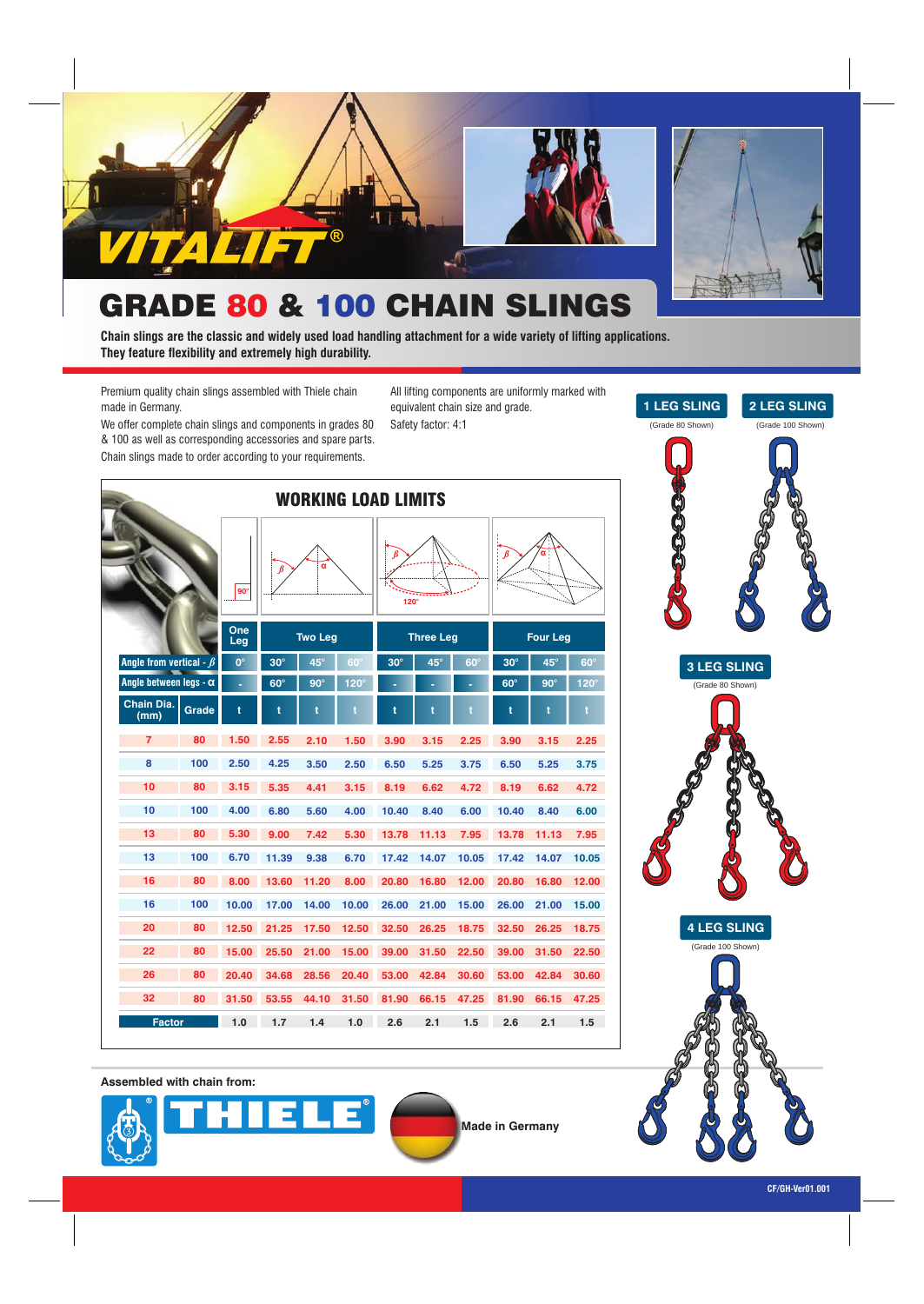VITALIFT®

# GRADE 80 & 100 CHAIN SLINGS

**Chain slings are the classic and widely used load handling attachment for a wide variety of lifting applications. They feature flexibility and extremely high durability.**

Premium quality chain slings assembled with Thiele chain made in Germany.

We offer complete chain slings and components in grades 80 & 100 as well as corresponding accessories and spare parts.

Chain slings made to order according to your requirements.

All lifting components are uniformly marked with equivalent chain size and grade.

Safety factor: 4:1

## WORKING LOAD LIMITS

| | | One Leg | Two Leg | | | Three Leg | | | Four Leg | | |
|---|---|---|---|---|---|---|---|---|---|---|---|
| Angle from vertical - β | | 0° | 30° | 45° | 60° | 30° | 45° | 60° | 30° | 45° | 60° |
| Angle between legs - α | | - | 60° | 90° | 120° | - | - | - | 60° | 90° | 120° |
| Chain Dia. (mm) | Grade | t | t | t | t | t | t | t | t | t | t |
| 7 | 80 | 1.50 | 2.55 | 2.10 | 1.50 | 3.90 | 3.15 | 2.25 | 3.90 | 3.15 | 2.25 |
| 8 | 100 | 2.50 | 4.25 | 3.50 | 2.50 | 6.50 | 5.25 | 3.75 | 6.50 | 5.25 | 3.75 |
| 10 | 80 | 3.15 | 5.35 | 4.41 | 3.15 | 8.19 | 6.62 | 4.72 | 8.19 | 6.62 | 4.72 |
| 10 | 100 | 4.00 | 6.80 | 5.60 | 4.00 | 10.40 | 8.40 | 6.00 | 10.40 | 8.40 | 6.00 |
| 13 | 80 | 5.30 | 9.00 | 7.42 | 5.30 | 13.78 | 11.13 | 7.95 | 13.78 | 11.13 | 7.95 |
| 13 | 100 | 6.70 | 11.39 | 9.38 | 6.70 | 17.42 | 14.07 | 10.05 | 17.42 | 14.07 | 10.05 |
| 16 | 80 | 8.00 | 13.60 | 11.20 | 8.00 | 20.80 | 16.80 | 12.00 | 20.80 | 16.80 | 12.00 |
| 16 | 100 | 10.00 | 17.00 | 14.00 | 10.00 | 26.00 | 21.00 | 15.00 | 26.00 | 21.00 | 15.00 |
| 20 | 80 | 12.50 | 21.25 | 17.50 | 12.50 | 32.50 | 26.25 | 18.75 | 32.50 | 26.25 | 18.75 |
| 22 | 80 | 15.00 | 25.50 | 21.00 | 15.00 | 39.00 | 31.50 | 22.50 | 39.00 | 31.50 | 22.50 |
| 26 | 80 | 20.40 | 34.68 | 28.56 | 20.40 | 53.00 | 42.84 | 30.60 | 53.00 | 42.84 | 30.60 |
| 32 | 80 | 31.50 | 53.55 | 44.10 | 31.50 | 81.90 | 66.15 | 47.25 | 81.90 | 66.15 | 47.25 |
| Factor | | 1.0 | 1.7 | 1.4 | 1.0 | 2.6 | 2.1 | 1.5 | 2.6 | 2.1 | 1.5 |

**1 LEG SLING** (Grade 80 Shown)

**2 LEG SLING** (Grade 100 Shown)

**3 LEG SLING** (Grade 80 Shown)

**4 LEG SLING** (Grade 100 Shown)

**Assembled with chain from:**

THIELE®

**Made in Germany**

CF/GH-Ver01.001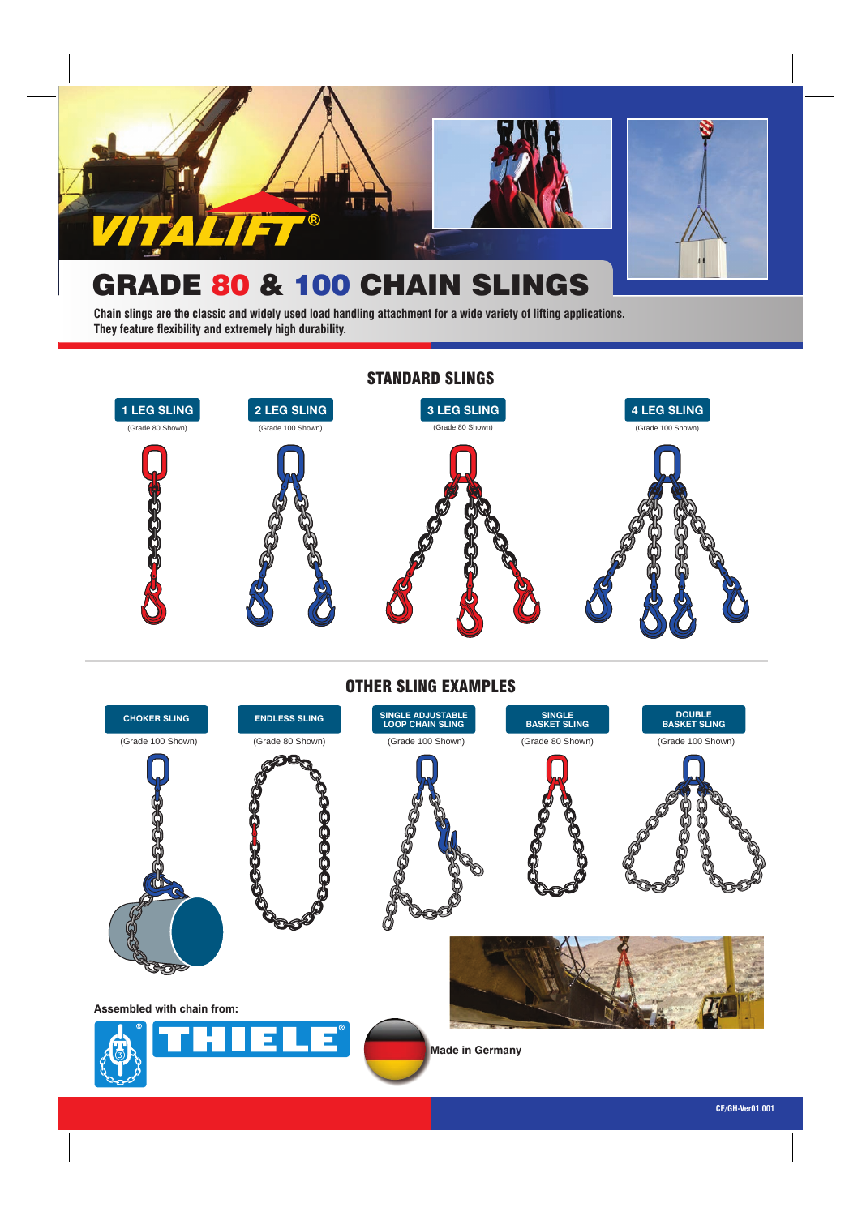VITALIFT®

# GRADE 80 & 100 CHAIN SLINGS

**Chain slings are the classic and widely used load handling attachment for a wide variety of lifting applications. They feature flexibility and extremely high durability.**

## STANDARD SLINGS

**1 LEG SLING**
(Grade 80 Shown)

**2 LEG SLING**
(Grade 100 Shown)

**3 LEG SLING**
(Grade 80 Shown)

**4 LEG SLING**
(Grade 100 Shown)

## OTHER SLING EXAMPLES

**CHOKER SLING**
(Grade 100 Shown)

**ENDLESS SLING**
(Grade 80 Shown)

**SINGLE ADJUSTABLE LOOP CHAIN SLING**
(Grade 100 Shown)

**SINGLE BASKET SLING**
(Grade 80 Shown)

**DOUBLE BASKET SLING**
(Grade 100 Shown)

**Assembled with chain from:**

THIELE®

**Made in Germany**

CF/GH-Ver01.001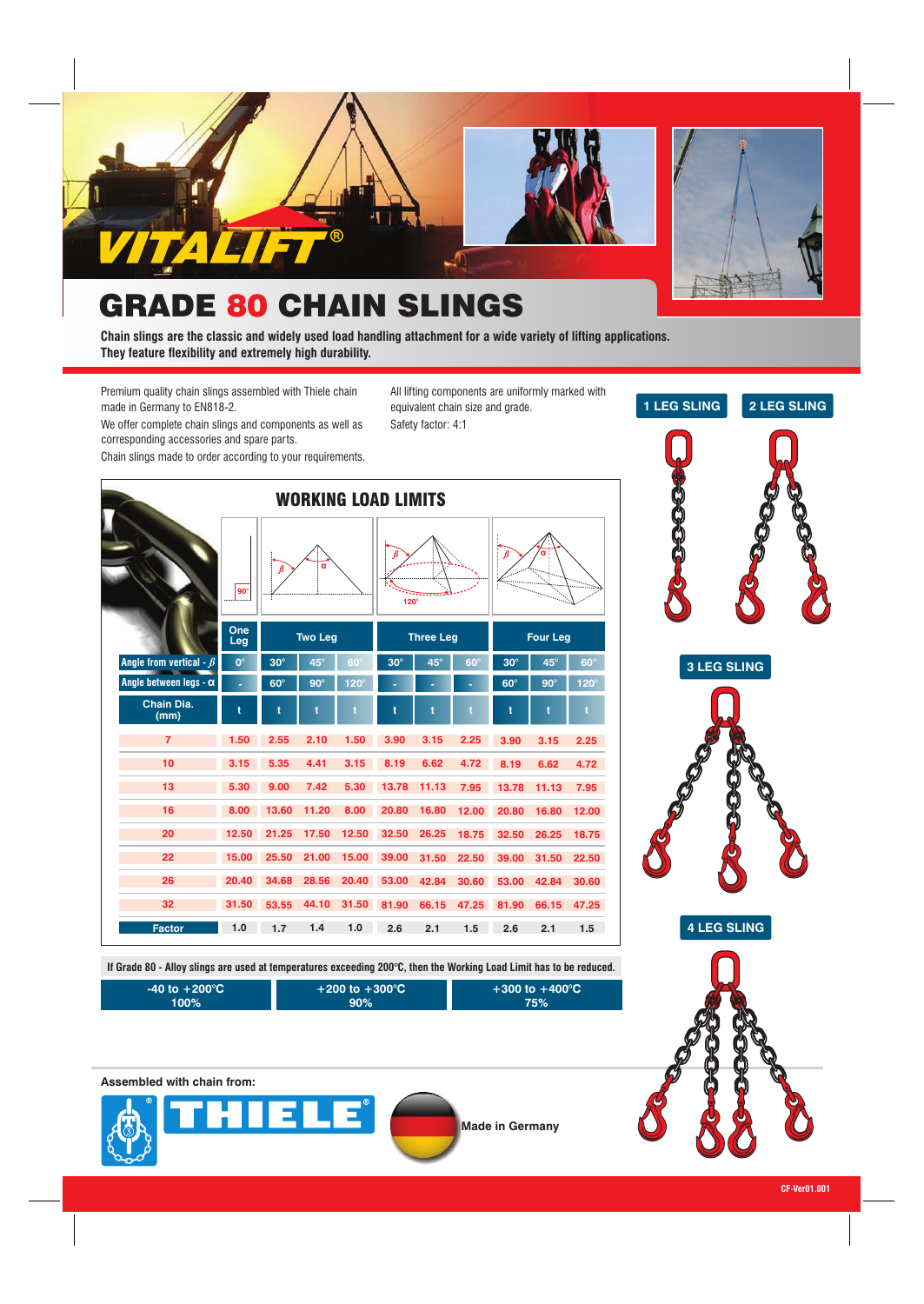VITALIFT®

# GRADE 80 CHAIN SLINGS

**Chain slings are the classic and widely used load handling attachment for a wide variety of lifting applications. They feature flexibility and extremely high durability.**

Premium quality chain slings assembled with Thiele chain made in Germany to EN818-2.

We offer complete chain slings and components as well as corresponding accessories and spare parts.

Chain slings made to order according to your requirements.

All lifting components are uniformly marked with equivalent chain size and grade.

Safety factor: 4:1

1 LEG SLING

2 LEG SLING

3 LEG SLING

4 LEG SLING

## WORKING LOAD LIMITS

| | One Leg | Two Leg | | | Three Leg | | | Four Leg | | |
|---|---|---|---|---|---|---|---|---|---|---|
| Angle from vertical - $\beta$ | 0° | 30° | 45° | 60° | 30° | 45° | 60° | 30° | 45° | 60° |
| Angle between legs - $\alpha$ | - | 60° | 90° | 120° | - | - | - | 60° | 90° | 120° |
| Chain Dia. (mm) | t | t | t | t | t | t | t | t | t | t |
| 7 | 1.50 | 2.55 | 2.10 | 1.50 | 3.90 | 3.15 | 2.25 | 3.90 | 3.15 | 2.25 |
| 10 | 3.15 | 5.35 | 4.41 | 3.15 | 8.19 | 6.62 | 4.72 | 8.19 | 6.62 | 4.72 |
| 13 | 5.30 | 9.00 | 7.42 | 5.30 | 13.78 | 11.13 | 7.95 | 13.78 | 11.13 | 7.95 |
| 16 | 8.00 | 13.60 | 11.20 | 8.00 | 20.80 | 16.80 | 12.00 | 20.80 | 16.80 | 12.00 |
| 20 | 12.50 | 21.25 | 17.50 | 12.50 | 32.50 | 26.25 | 18.75 | 32.50 | 26.25 | 18.75 |
| 22 | 15.00 | 25.50 | 21.00 | 15.00 | 39.00 | 31.50 | 22.50 | 39.00 | 31.50 | 22.50 |
| 26 | 20.40 | 34.68 | 28.56 | 20.40 | 53.00 | 42.84 | 30.60 | 53.00 | 42.84 | 30.60 |
| 32 | 31.50 | 53.55 | 44.10 | 31.50 | 81.90 | 66.15 | 47.25 | 81.90 | 66.15 | 47.25 |
| Factor | 1.0 | 1.7 | 1.4 | 1.0 | 2.6 | 2.1 | 1.5 | 2.6 | 2.1 | 1.5 |

**If Grade 80 - Alloy slings are used at temperatures exceeding 200°C, then the Working Load Limit has to be reduced.**

| -40 to +200°C | +200 to +300°C | +300 to +400°C |
|---|---|---|
| 100% | 90% | 75% |

**Assembled with chain from:**

THIELE®

Made in Germany

CF-Ver01.001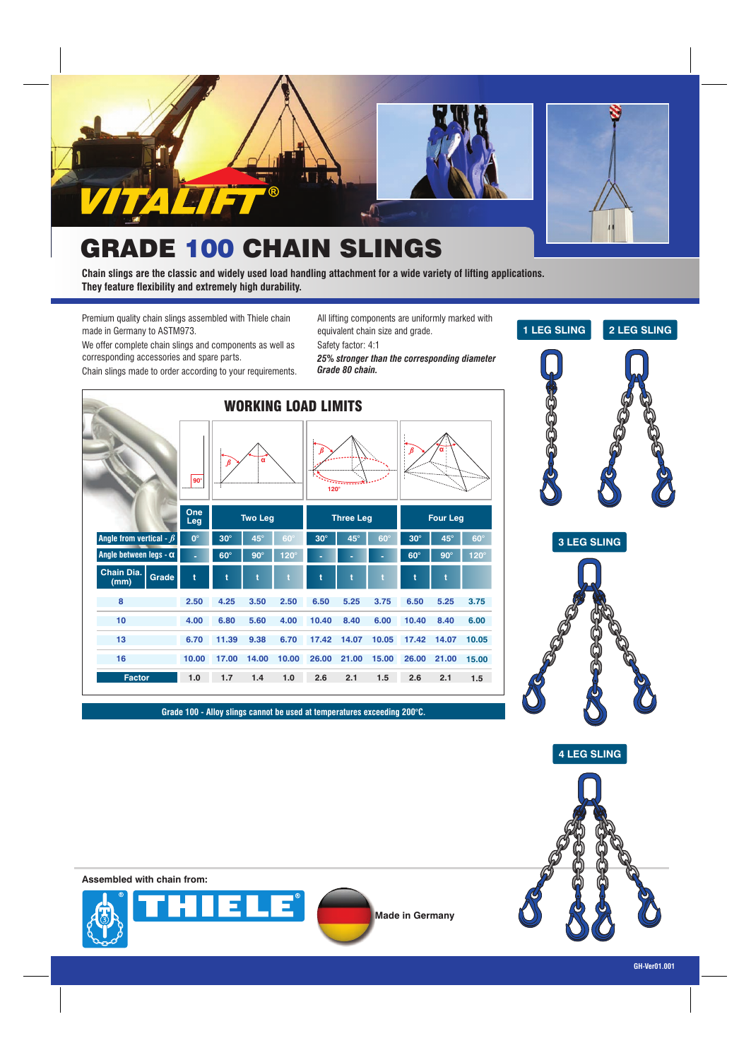VITALIFT®

# GRADE 100 CHAIN SLINGS

**Chain slings are the classic and widely used load handling attachment for a wide variety of lifting applications. They feature flexibility and extremely high durability.**

Premium quality chain slings assembled with Thiele chain made in Germany to ASTM973.

We offer complete chain slings and components as well as corresponding accessories and spare parts.

Chain slings made to order according to your requirements.

All lifting components are uniformly marked with equivalent chain size and grade.

Safety factor: 4:1

***25% stronger than the corresponding diameter Grade 80 chain.***

## WORKING LOAD LIMITS

| | | One Leg | Two Leg | | | Three Leg | | | Four Leg | | |
|---|---|---|---|---|---|---|---|---|---|---|---|
| Angle from vertical - $\beta$ | | 0° | 30° | 45° | 60° | 30° | 45° | 60° | 30° | 45° | 60° |
| Angle between legs - $\alpha$ | | - | 60° | 90° | 120° | - | - | - | 60° | 90° | 120° |
| Chain Dia. (mm) | Grade | t | t | t | t | t | t | t | t | t | |
| 8 | | 2.50 | 4.25 | 3.50 | 2.50 | 6.50 | 5.25 | 3.75 | 6.50 | 5.25 | 3.75 |
| 10 | | 4.00 | 6.80 | 5.60 | 4.00 | 10.40 | 8.40 | 6.00 | 10.40 | 8.40 | 6.00 |
| 13 | | 6.70 | 11.39 | 9.38 | 6.70 | 17.42 | 14.07 | 10.05 | 17.42 | 14.07 | 10.05 |
| 16 | | 10.00 | 17.00 | 14.00 | 10.00 | 26.00 | 21.00 | 15.00 | 26.00 | 21.00 | 15.00 |
| Factor | | 1.0 | 1.7 | 1.4 | 1.0 | 2.6 | 2.1 | 1.5 | 2.6 | 2.1 | 1.5 |

**Grade 100 - Alloy slings cannot be used at temperatures exceeding 200°C.**

1 LEG SLING

2 LEG SLING

3 LEG SLING

4 LEG SLING

**Assembled with chain from:**

THIELE®

**Made in Germany**

GH-Ver01.001